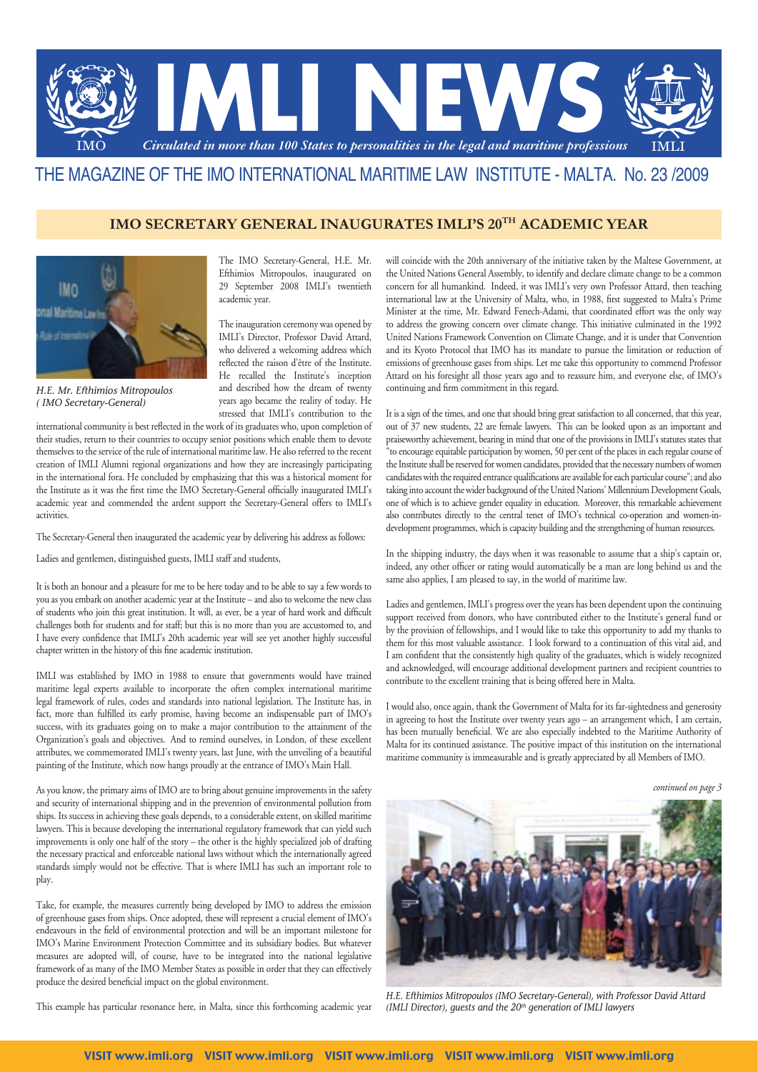# IMLI NEWS

*Circulated in more than 100 States to personalities in the legal and maritime professions*

IMO IMLI

THE MAGAZINE OF THE IMO INTERNATIONAL MARITIME LAW INSTITUTE - MALTA. No. 23 /2009

## IMO SECRETARY GENERAL INAUGURATES IMLI'S 20TH ACADEMIC YEAR

*H.E. Mr. Efthimios Mitropoulos ( IMO Secretary-General)*

The IMO Secretary-General, H.E. Mr. Efthimios Mitropoulos, inaugurated on 29 September 2008 IMLI's twentieth academic year.

The inauguration ceremony was opened by IMLI's Director, Professor David Attard, who delivered a welcoming address which reflected the raison d'être of the Institute. He recalled the Institute's inception and described how the dream of twenty years ago became the reality of today. He stressed that IMLI's contribution to the international community is best reflected in the work of its graduates who, upon completion of their studies, return to their countries to occupy senior positions which enable them to devote themselves to the service of the rule of international maritime law. He also referred to the recent creation of IMLI Alumni regional organizations and how they are increasingly participating in the international fora. He concluded by emphasizing that this was a historical moment for the Institute as it was the first time the IMO Secretary-General officially inaugurated IMLI's academic year and commended the ardent support the Secretary-General offers to IMLI's activities.

The Secretary-General then inaugurated the academic year by delivering his address as follows:

Ladies and gentlemen, distinguished guests, IMLI staff and students,

It is both an honour and a pleasure for me to be here today and to be able to say a few words to you as you embark on another academic year at the Institute – and also to welcome the new class of students who join this great institution. It will, as ever, be a year of hard work and difficult challenges both for students and for staff; but this is no more than you are accustomed to, and I have every confidence that IMLI's 20th academic year will see yet another highly successful chapter written in the history of this fine academic institution.

IMLI was established by IMO in 1988 to ensure that governments would have trained maritime legal experts available to incorporate the often complex international maritime legal framework of rules, codes and standards into national legislation. The Institute has, in fact, more than fulfilled its early promise, having become an indispensable part of IMO's success, with its graduates going on to make a major contribution to the attainment of the Organization's goals and objectives. And to remind ourselves, in London, of these excellent attributes, we commemorated IMLI's twenty years, last June, with the unveiling of a beautiful painting of the Institute, which now hangs proudly at the entrance of IMO's Main Hall.

As you know, the primary aims of IMO are to bring about genuine improvements in the safety and security of international shipping and in the prevention of environmental pollution from ships. Its success in achieving these goals depends, to a considerable extent, on skilled maritime lawyers. This is because developing the international regulatory framework that can yield such improvements is only one half of the story – the other is the highly specialized job of drafting the necessary practical and enforceable national laws without which the internationally agreed standards simply would not be effective. That is where IMLI has such an important role to play.

Take, for example, the measures currently being developed by IMO to address the emission of greenhouse gases from ships. Once adopted, these will represent a crucial element of IMO's endeavours in the field of environmental protection and will be an important milestone for IMO's Marine Environment Protection Committee and its subsidiary bodies. But whatever measures are adopted will, of course, have to be integrated into the national legislative framework of as many of the IMO Member States as possible in order that they can effectively produce the desired beneficial impact on the global environment.

This example has particular resonance here, in Malta, since this forthcoming academic year will coincide with the 20th anniversary of the initiative taken by the Maltese Government, at the United Nations General Assembly, to identify and declare climate change to be a common concern for all humankind. Indeed, it was IMLI's very own Professor Attard, then teaching international law at the University of Malta, who, in 1988, first suggested to Malta's Prime Minister at the time, Mr. Edward Fenech-Adami, that coordinated effort was the only way to address the growing concern over climate change. This initiative culminated in the 1992 United Nations Framework Convention on Climate Change, and it is under that Convention and its Kyoto Protocol that IMO has its mandate to pursue the limitation or reduction of emissions of greenhouse gases from ships. Let me take this opportunity to commend Professor Attard on his foresight all those years ago and to reassure him, and everyone else, of IMO's continuing and firm commitment in this regard.

It is a sign of the times, and one that should bring great satisfaction to all concerned, that this year, out of 37 new students, 22 are female lawyers. This can be looked upon as an important and praiseworthy achievement, bearing in mind that one of the provisions in IMLI's statutes states that "to encourage equitable participation by women, 50 per cent of the places in each regular course of the Institute shall be reserved for women candidates, provided that the necessary numbers of women candidates with the required entrance qualifications are available for each particular course"; and also taking into account the wider background of the United Nations' Millennium Development Goals, one of which is to achieve gender equality in education. Moreover, this remarkable achievement also contributes directly to the central tenet of IMO's technical co-operation and women-in-development programmes, which is capacity building and the strengthening of human resources.

In the shipping industry, the days when it was reasonable to assume that a ship's captain or, indeed, any other officer or rating would automatically be a man are long behind us and the same also applies, I am pleased to say, in the world of maritime law.

Ladies and gentlemen, IMLI's progress over the years has been dependent upon the continuing support received from donors, who have contributed either to the Institute's general fund or by the provision of fellowships, and I would like to take this opportunity to add my thanks to them for this most valuable assistance. I look forward to a continuation of this vital aid, and I am confident that the consistently high quality of the graduates, which is widely recognized and acknowledged, will encourage additional development partners and recipient countries to contribute to the excellent training that is being offered here in Malta.

I would also, once again, thank the Government of Malta for its far-sightedness and generosity in agreeing to host the Institute over twenty years ago – an arrangement which, I am certain, has been mutually beneficial. We are also especially indebted to the Maritime Authority of Malta for its continued assistance. The positive impact of this institution on the international maritime community is immeasurable and is greatly appreciated by all Members of IMO.

*continued on page 3*

*H.E. Efthimios Mitropoulos (IMO Secretary-General), with Professor David Attard (IMLI Director), guests and the 20th generation of IMLI lawyers*

VISIT www.imli.org VISIT www.imli.org VISIT www.imli.org VISIT www.imli.org VISIT www.imli.org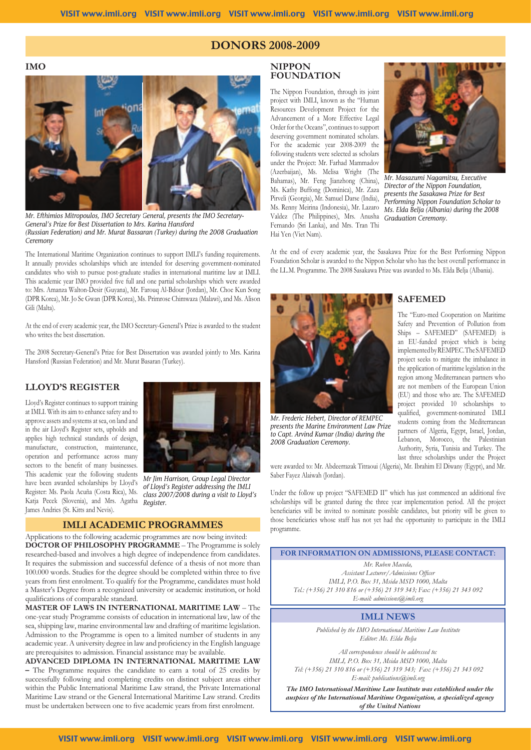# DONORS 2008-2009

## IMO

*Mr. Efthimios Mitropoulos, IMO Secretary General, presents the IMO Secretary-General's Prize for Best Dissertation to Mrs. Karina Hansford (Russian Federation) and Mr. Murat Bassaran (Turkey) during the 2008 Graduation Ceremony*

The International Maritime Organization continues to support IMLI's funding requirements. It annually provides scholarships which are intended for deserving government-nominated candidates who wish to pursue post-graduate studies in international maritime law at IMLI. This academic year IMO provided five full and one partial scholarships which were awarded to: Mrs. Amanza Walton-Desir (Guyana), Mr. Farouq Al-Bdour (Jordan), Mr. Choe Kun Song (DPR Korea), Mr. Jo Se Gwan (DPR Korea), Ms. Primrose Chimwaza (Malawi), and Ms. Alison Gili (Malta).

At the end of every academic year, the IMO Secretary-General's Prize is awarded to the student who writes the best dissertation.

The 2008 Secretary-General's Prize for Best Dissertation was awarded jointly to Mrs. Karina Hansford (Russian Federation) and Mr. Murat Basaran (Turkey).

## LLOYD'S REGISTER

Lloyd's Register continues to support training at IMLI. With its aim to enhance safety and to approve assets and systems at sea, on land and in the air Lloyd's Register sets, upholds and applies high technical standards of design, manufacture, construction, maintenance, operation and performance across many sectors to the benefit of many businesses. This academic year the following students have been awarded scholarships by Lloyd's Register: Ms. Paola Acuña (Costa Rica), Ms. Katja Pecek (Slovenia), and Mrs. Agatha James Andries (St. Kitts and Nevis).

*Mr Jim Harrison, Group Legal Director of Lloyd's Register addressing the IMLI class 2007/2008 during a visit to Lloyd's Register.*

## NIPPON FOUNDATION

The Nippon Foundation, through its joint project with IMLI, known as the "Human Resources Development Project for the Advancement of a More Effective Legal Order for the Oceans", continues to support deserving government nominated scholars. For the academic year 2008-2009 the following students were selected as scholars under the Project: Mr. Farhad Mammadov (Azerbaijan), Ms. Melisa Wright (The Bahamas), Mr. Feng Jianzhong (China), Ms. Kathy Buffong (Dominica), Mr. Zaza Pirveli (Georgia), Mr. Samuel Darse (India), Ms. Renny Meirina (Indonesia), Mr. Lazaro Valdez (The Philippines), Mrs. Anusha Fernando (Sri Lanka), and Ms. Tran Thi Hai Yen (Viet Nam).

*Mr. Masazumi Nagamitsu, Executive Director of the Nippon Foundation, presents the Sasakawa Prize for Best Performing Nippon Foundation Scholar to Ms. Elda Belja (Albania) during the 2008 Graduation Ceremony.*

At the end of every academic year, the Sasakawa Prize for the Best Performing Nippon Foundation Scholar is awarded to the Nippon Scholar who has the best overall performance in the LL.M. Programme. The 2008 Sasakawa Prize was awarded to Ms. Elda Belja (Albania).

## SAFEMED

*Mr. Frederic Hebert, Director of REMPEC presents the Marine Environment Law Prize to Capt. Arvind Kumar (India) during the 2008 Graduation Ceremony.*

The "Euro-med Cooperation on Maritime Safety and Prevention of Pollution from Ships – SAFEMED" (SAFEMED) is an EU-funded project which is being implemented by REMPEC. The SAFEMED project seeks to mitigate the imbalance in the application of maritime legislation in the region among Mediterranean partners who are not members of the European Union (EU) and those who are. The SAFEMED project provided 10 scholarships to qualified, government-nominated IMLI students coming from the Mediterranean partners of Algeria, Egypt, Israel, Jordan, Lebanon, Morocco, the Palestinian Authority, Syria, Tunisia and Turkey. The last three scholarships under the Project were awarded to: Mr. Abdeerrazak Titraoui (Algeria), Mr. Ibrahim El Diwany (Egypt), and Mr. Saber Fayez Alaiwah (Jordan).

Under the follow up project "SAFEMED II" which has just commenced an additional five scholarships will be granted during the three year implementation period. All the project beneficiaries will be invited to nominate possible candidates, but priority will be given to those beneficiaries whose staff has not yet had the opportunity to participate in the IMLI programme.

## IMLI ACADEMIC PROGRAMMES

Applications to the following academic programmes are now being invited:

**DOCTOR OF PHILOSOPHY PROGRAMME** – The Programme is solely researched-based and involves a high degree of independence from candidates. It requires the submission and successful defence of a thesis of not more than 100.000 words. Studies for the degree should be completed within three to five years from first enrolment. To qualify for the Programme, candidates must hold a Master's Degree from a recognized university or academic institution, or hold qualifications of comparable standard.

**MASTER OF LAWS IN INTERNATIONAL MARITIME LAW** – The one-year study Programme consists of education in international law, law of the sea, shipping law, marine environmental law and drafting of maritime legislation. Admission to the Programme is open to a limited number of students in any academic year. A university degree in law and proficiency in the English language are prerequisites to admission. Financial assistance may be available.

**ADVANCED DIPLOMA IN INTERNATIONAL MARITIME LAW** – The Programme requires the candidate to earn a total of 25 credits by successfully following and completing credits on distinct subject areas either within the Public International Maritime Law strand, the Private International Maritime Law strand or the General International Maritime Law strand. Credits must be undertaken between one to five academic years from first enrolment.

### FOR INFORMATION ON ADMISSIONS, PLEASE CONTACT:

*Mr. Ruben Maceda,*
*Assistant Lecturer/Admissions Officer*
*IMLI, P.O. Box 31, Msida MSD 1000, Malta*
*Tel.: (+356) 21 310 816 or (+356) 21 319 343; Fax: (+356) 21 343 092*
*E-mail: admissions@imli.org*

### IMLI NEWS

*Published by the IMO International Maritime Law Institute*
*Editor: Ms. Elda Belja*

*All correspondence should be addressed to:*
*IMLI, P.O. Box 31, Msida MSD 1000, Malta*
*Tel: (+356) 21 310 816 or (+356) 21 319 343; Fax: (+356) 21 343 092*
*E-mail: publications@imli.org*

***The IMO International Maritime Law Institute was established under the auspices of the International Maritime Organization, a specialized agency of the United Nations***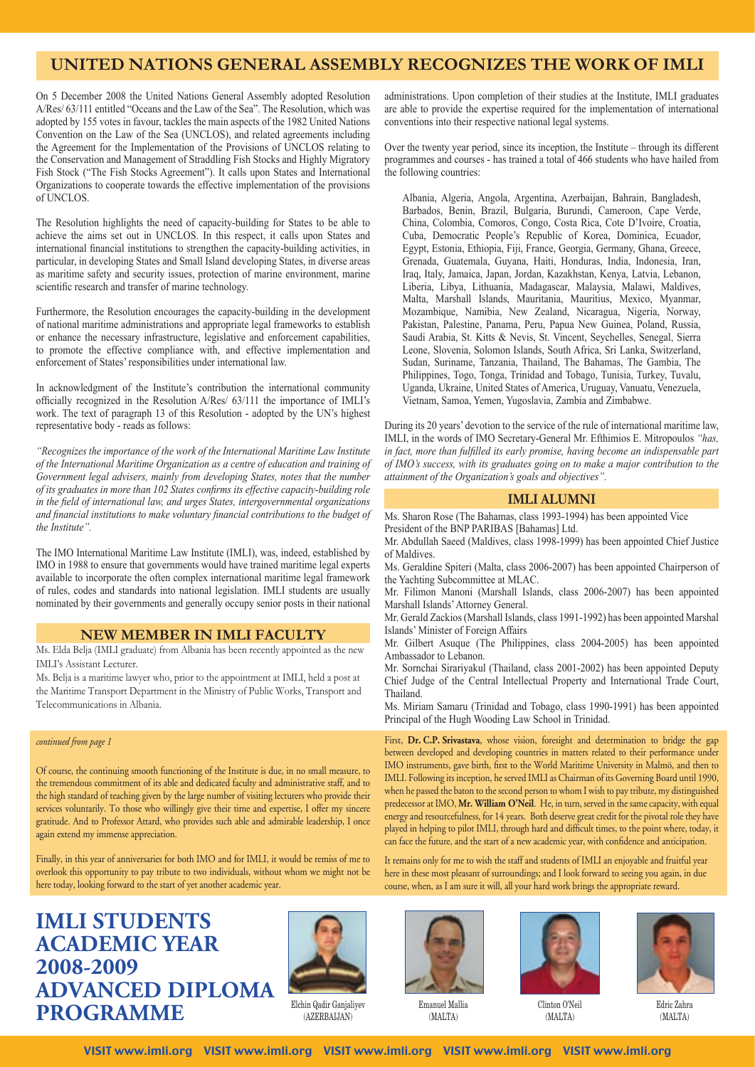## UNITED NATIONS GENERAL ASSEMBLY RECOGNIZES THE WORK OF IMLI

On 5 December 2008 the United Nations General Assembly adopted Resolution A/Res/ 63/111 entitled "Oceans and the Law of the Sea". The Resolution, which was adopted by 155 votes in favour, tackles the main aspects of the 1982 United Nations Convention on the Law of the Sea (UNCLOS), and related agreements including the Agreement for the Implementation of the Provisions of UNCLOS relating to the Conservation and Management of Straddling Fish Stocks and Highly Migratory Fish Stock ("The Fish Stocks Agreement"). It calls upon States and International Organizations to cooperate towards the effective implementation of the provisions of UNCLOS.

The Resolution highlights the need of capacity-building for States to be able to achieve the aims set out in UNCLOS. In this respect, it calls upon States and international financial institutions to strengthen the capacity-building activities, in particular, in developing States and Small Island developing States, in diverse areas as maritime safety and security issues, protection of marine environment, marine scientific research and transfer of marine technology.

Furthermore, the Resolution encourages the capacity-building in the development of national maritime administrations and appropriate legal frameworks to establish or enhance the necessary infrastructure, legislative and enforcement capabilities, to promote the effective compliance with, and effective implementation and enforcement of States' responsibilities under international law.

In acknowledgment of the Institute's contribution the international community officially recognized in the Resolution A/Res/ 63/111 the importance of IMLI's work. The text of paragraph 13 of this Resolution - adopted by the UN's highest representative body - reads as follows:

*"Recognizes the importance of the work of the International Maritime Law Institute of the International Maritime Organization as a centre of education and training of Government legal advisers, mainly from developing States, notes that the number of its graduates in more than 102 States confirms its effective capacity-building role in the field of international law, and urges States, intergovernmental organizations and financial institutions to make voluntary financial contributions to the budget of the Institute".*

The IMO International Maritime Law Institute (IMLI), was, indeed, established by IMO in 1988 to ensure that governments would have trained maritime legal experts available to incorporate the often complex international maritime legal framework of rules, codes and standards into national legislation. IMLI students are usually nominated by their governments and generally occupy senior posts in their national administrations. Upon completion of their studies at the Institute, IMLI graduates are able to provide the expertise required for the implementation of international conventions into their respective national legal systems.

Over the twenty year period, since its inception, the Institute – through its different programmes and courses - has trained a total of 466 students who have hailed from the following countries:

Albania, Algeria, Angola, Argentina, Azerbaijan, Bahrain, Bangladesh, Barbados, Benin, Brazil, Bulgaria, Burundi, Cameroon, Cape Verde, China, Colombia, Comoros, Congo, Costa Rica, Cote D'Ivoire, Croatia, Cuba, Democratic People's Republic of Korea, Dominica, Ecuador, Egypt, Estonia, Ethiopia, Fiji, France, Georgia, Germany, Ghana, Greece, Grenada, Guatemala, Guyana, Haiti, Honduras, India, Indonesia, Iran, Iraq, Italy, Jamaica, Japan, Jordan, Kazakhstan, Kenya, Latvia, Lebanon, Liberia, Libya, Lithuania, Madagascar, Malaysia, Malawi, Maldives, Malta, Marshall Islands, Mauritania, Mauritius, Mexico, Myanmar, Mozambique, Namibia, New Zealand, Nicaragua, Nigeria, Norway, Pakistan, Palestine, Panama, Peru, Papua New Guinea, Poland, Russia, Saudi Arabia, St. Kitts & Nevis, St. Vincent, Seychelles, Senegal, Sierra Leone, Slovenia, Solomon Islands, South Africa, Sri Lanka, Switzerland, Sudan, Suriname, Tanzania, Thailand, The Bahamas, The Gambia, The Philippines, Togo, Tonga, Trinidad and Tobago, Tunisia, Turkey, Tuvalu, Uganda, Ukraine, United States of America, Uruguay, Vanuatu, Venezuela, Vietnam, Samoa, Yemen, Yugoslavia, Zambia and Zimbabwe.

During its 20 years' devotion to the service of the rule of international maritime law, IMLI, in the words of IMO Secretary-General Mr. Efthimios E. Mitropoulos *"has, in fact, more than fulfilled its early promise, having become an indispensable part of IMO's success, with its graduates going on to make a major contribution to the attainment of the Organization's goals and objectives".*

## NEW MEMBER IN IMLI FACULTY

Ms. Elda Belja (IMLI graduate) from Albania has been recently appointed as the new IMLI's Assistant Lecturer.

Ms. Belja is a maritime lawyer who, prior to the appointment at IMLI, held a post at the Maritime Transport Department in the Ministry of Public Works, Transport and Telecommunications in Albania.

## IMLI ALUMNI

Ms. Sharon Rose (The Bahamas, class 1993-1994) has been appointed Vice President of the BNP PARIBAS [Bahamas] Ltd.

Mr. Abdullah Saeed (Maldives, class 1998-1999) has been appointed Chief Justice of Maldives.

Ms. Geraldine Spiteri (Malta, class 2006-2007) has been appointed Chairperson of the Yachting Subcommittee at MLAC.

Mr. Filimon Manoni (Marshall Islands, class 2006-2007) has been appointed Marshall Islands' Attorney General.

Mr. Gerald Zackios (Marshall Islands, class 1991-1992) has been appointed Marshal Islands' Minister of Foreign Affairs

Mr. Gilbert Asuque (The Philippines, class 2004-2005) has been appointed Ambassador to Lebanon.

Mr. Sornchai Sirariyakul (Thailand, class 2001-2002) has been appointed Deputy Chief Judge of the Central Intellectual Property and International Trade Court, Thailand.

Ms. Miriam Samaru (Trinidad and Tobago, class 1990-1991) has been appointed Principal of the Hugh Wooding Law School in Trinidad.

*continued from page 1*

Of course, the continuing smooth functioning of the Institute is due, in no small measure, to the tremendous commitment of its able and dedicated faculty and administrative staff, and to the high standard of teaching given by the large number of visiting lecturers who provide their services voluntarily. To those who willingly give their time and expertise, I offer my sincere gratitude. And to Professor Attard, who provides such able and admirable leadership, I once again extend my immense appreciation.

Finally, in this year of anniversaries for both IMO and for IMLI, it would be remiss of me to overlook this opportunity to pay tribute to two individuals, without whom we might not be here today, looking forward to the start of yet another academic year.

First, **Dr. C.P. Srivastava**, whose vision, foresight and determination to bridge the gap between developed and developing countries in matters related to their performance under IMO instruments, gave birth, first to the World Maritime University in Malmö, and then to IMLI. Following its inception, he served IMLI as Chairman of its Governing Board until 1990, when he passed the baton to the second person to whom I wish to pay tribute, my distinguished predecessor at IMO, **Mr. William O'Neil**. He, in turn, served in the same capacity, with equal energy and resourcefulness, for 14 years. Both deserve great credit for the pivotal role they have played in helping to pilot IMLI, through hard and difficult times, to the point where, today, it can face the future, and the start of a new academic year, with confidence and anticipation.

It remains only for me to wish the staff and students of IMLI an enjoyable and fruitful year here in these most pleasant of surroundings; and I look forward to seeing you again, in due course, when, as I am sure it will, all your hard work brings the appropriate reward.

## IMLI STUDENTS ACADEMIC YEAR 2008-2009 ADVANCED DIPLOMA PROGRAMME

Elchin Qadir Ganjaliyev (AZERBAIJAN)

Emanuel Mallia (MALTA)

Clinton O'Neil (MALTA)

Edric Zahra (MALTA)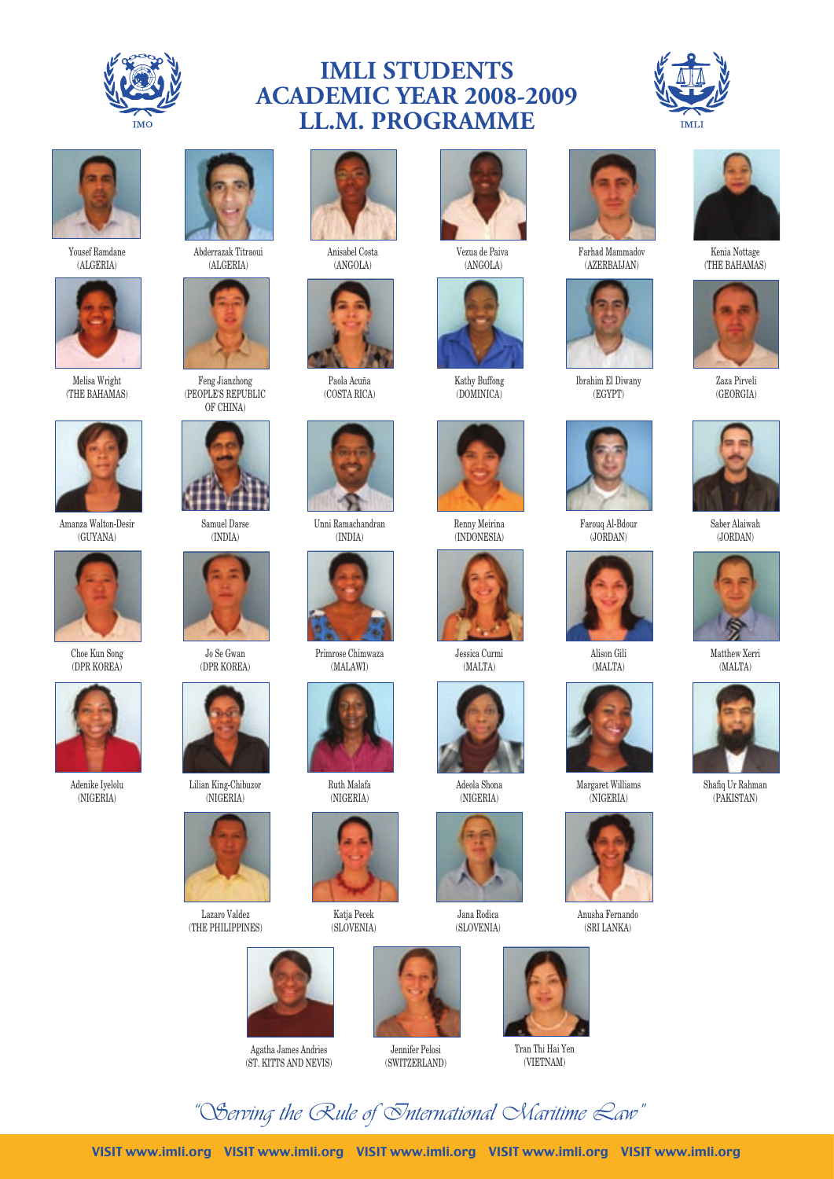# IMLI STUDENTS ACADEMIC YEAR 2008-2009 LL.M. PROGRAMME

IMO

IMLI

Yousef Ramdane (ALGERIA)

Abderrazak Titraoui (ALGERIA)

Anisabel Costa (ANGOLA)

Vezua de Paiva (ANGOLA)

Farhad Mammadov (AZERBAIJAN)

Kenia Nottage (THE BAHAMAS)

Melisa Wright (THE BAHAMAS)

Feng Jianzhong (PEOPLE'S REPUBLIC OF CHINA)

Paola Acuña (COSTA RICA)

Kathy Buffong (DOMINICA)

Ibrahim El Diwany (EGYPT)

Zaza Pirveli (GEORGIA)

Amanza Walton-Desir (GUYANA)

Samuel Darse (INDIA)

Unni Ramachandran (INDIA)

Renny Meirina (INDONESIA)

Farouq Al-Bdour (JORDAN)

Saber Alaiwah (JORDAN)

Choe Kun Song (DPR KOREA)

Jo Se Gwan (DPR KOREA)

Primrose Chimwaza (MALAWI)

Jessica Curmi (MALTA)

Alison Gili (MALTA)

Matthew Xerri (MALTA)

Adenike Iyelolu (NIGERIA)

Lilian King-Chibuzor (NIGERIA)

Ruth Malafa (NIGERIA)

Adeola Shona (NIGERIA)

Margaret Williams (NIGERIA)

Shafiq Ur Rahman (PAKISTAN)

Lazaro Valdez (THE PHILIPPINES)

Katja Pecek (SLOVENIA)

Jana Rodica (SLOVENIA)

Anusha Fernando (SRI LANKA)

Agatha James Andries (ST. KITTS AND NEVIS)

Jennifer Pelosi (SWITZERLAND)

Tran Thi Hai Yen (VIETNAM)

*"Serving the Rule of International Maritime Law"*

**VISIT www.imli.org VISIT www.imli.org VISIT www.imli.org VISIT www.imli.org VISIT www.imli.org**